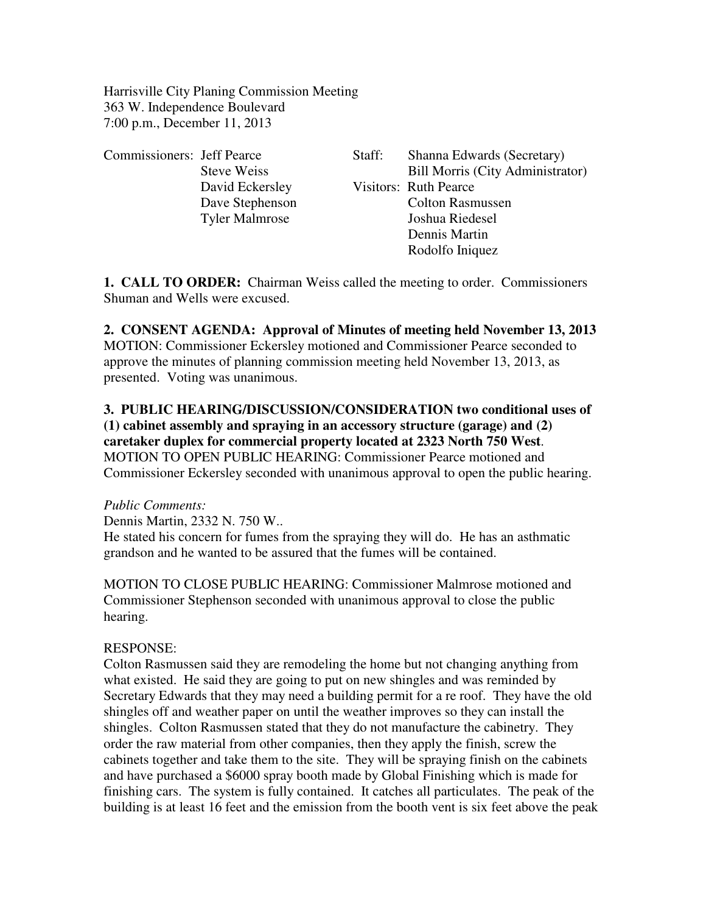Harrisville City Planing Commission Meeting
363 W. Independence Boulevard
7:00 p.m., December 11, 2013

Commissioners: Jeff Pearce
Steve Weiss
David Eckersley
Dave Stephenson
Tyler Malmrose

Staff: Shanna Edwards (Secretary)
Bill Morris (City Administrator)

Visitors: Ruth Pearce
Colton Rasmussen
Joshua Riedesel
Dennis Martin
Rodolfo Iniquez

**1. CALL TO ORDER:** Chairman Weiss called the meeting to order. Commissioners Shuman and Wells were excused.

**2. CONSENT AGENDA: Approval of Minutes of meeting held November 13, 2013**
MOTION: Commissioner Eckersley motioned and Commissioner Pearce seconded to approve the minutes of planning commission meeting held November 13, 2013, as presented. Voting was unanimous.

**3. PUBLIC HEARING/DISCUSSION/CONSIDERATION two conditional uses of (1) cabinet assembly and spraying in an accessory structure (garage) and (2) caretaker duplex for commercial property located at 2323 North 750 West**.
MOTION TO OPEN PUBLIC HEARING: Commissioner Pearce motioned and Commissioner Eckersley seconded with unanimous approval to open the public hearing.

*Public Comments:*
Dennis Martin, 2332 N. 750 W..
He stated his concern for fumes from the spraying they will do. He has an asthmatic grandson and he wanted to be assured that the fumes will be contained.

MOTION TO CLOSE PUBLIC HEARING: Commissioner Malmrose motioned and Commissioner Stephenson seconded with unanimous approval to close the public hearing.

RESPONSE:
Colton Rasmussen said they are remodeling the home but not changing anything from what existed. He said they are going to put on new shingles and was reminded by Secretary Edwards that they may need a building permit for a re roof. They have the old shingles off and weather paper on until the weather improves so they can install the shingles. Colton Rasmussen stated that they do not manufacture the cabinetry. They order the raw material from other companies, then they apply the finish, screw the cabinets together and take them to the site. They will be spraying finish on the cabinets and have purchased a $6000 spray booth made by Global Finishing which is made for finishing cars. The system is fully contained. It catches all particulates. The peak of the building is at least 16 feet and the emission from the booth vent is six feet above the peak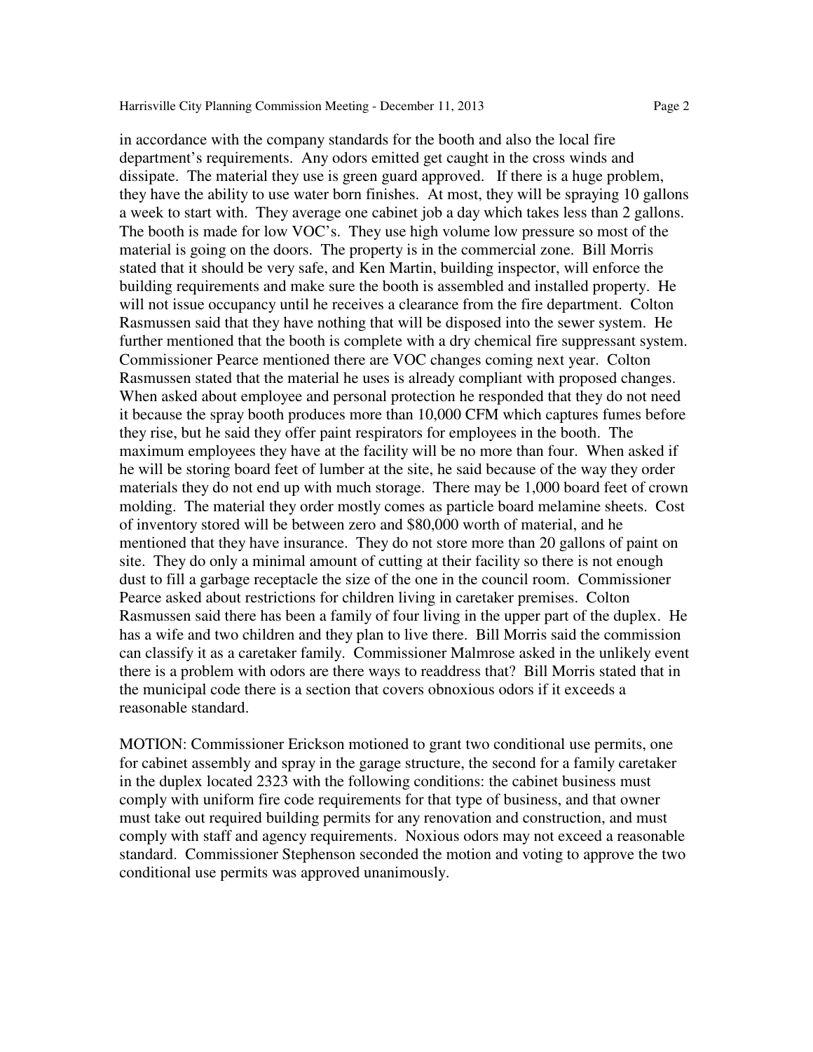in accordance with the company standards for the booth and also the local fire department's requirements. Any odors emitted get caught in the cross winds and dissipate. The material they use is green guard approved. If there is a huge problem, they have the ability to use water born finishes. At most, they will be spraying 10 gallons a week to start with. They average one cabinet job a day which takes less than 2 gallons. The booth is made for low VOC's. They use high volume low pressure so most of the material is going on the doors. The property is in the commercial zone. Bill Morris stated that it should be very safe, and Ken Martin, building inspector, will enforce the building requirements and make sure the booth is assembled and installed property. He will not issue occupancy until he receives a clearance from the fire department. Colton Rasmussen said that they have nothing that will be disposed into the sewer system. He further mentioned that the booth is complete with a dry chemical fire suppressant system. Commissioner Pearce mentioned there are VOC changes coming next year. Colton Rasmussen stated that the material he uses is already compliant with proposed changes. When asked about employee and personal protection he responded that they do not need it because the spray booth produces more than 10,000 CFM which captures fumes before they rise, but he said they offer paint respirators for employees in the booth. The maximum employees they have at the facility will be no more than four. When asked if he will be storing board feet of lumber at the site, he said because of the way they order materials they do not end up with much storage. There may be 1,000 board feet of crown molding. The material they order mostly comes as particle board melamine sheets. Cost of inventory stored will be between zero and $80,000 worth of material, and he mentioned that they have insurance. They do not store more than 20 gallons of paint on site. They do only a minimal amount of cutting at their facility so there is not enough dust to fill a garbage receptacle the size of the one in the council room. Commissioner Pearce asked about restrictions for children living in caretaker premises. Colton Rasmussen said there has been a family of four living in the upper part of the duplex. He has a wife and two children and they plan to live there. Bill Morris said the commission can classify it as a caretaker family. Commissioner Malmrose asked in the unlikely event there is a problem with odors are there ways to readdress that? Bill Morris stated that in the municipal code there is a section that covers obnoxious odors if it exceeds a reasonable standard.

MOTION: Commissioner Erickson motioned to grant two conditional use permits, one for cabinet assembly and spray in the garage structure, the second for a family caretaker in the duplex located 2323 with the following conditions: the cabinet business must comply with uniform fire code requirements for that type of business, and that owner must take out required building permits for any renovation and construction, and must comply with staff and agency requirements. Noxious odors may not exceed a reasonable standard. Commissioner Stephenson seconded the motion and voting to approve the two conditional use permits was approved unanimously.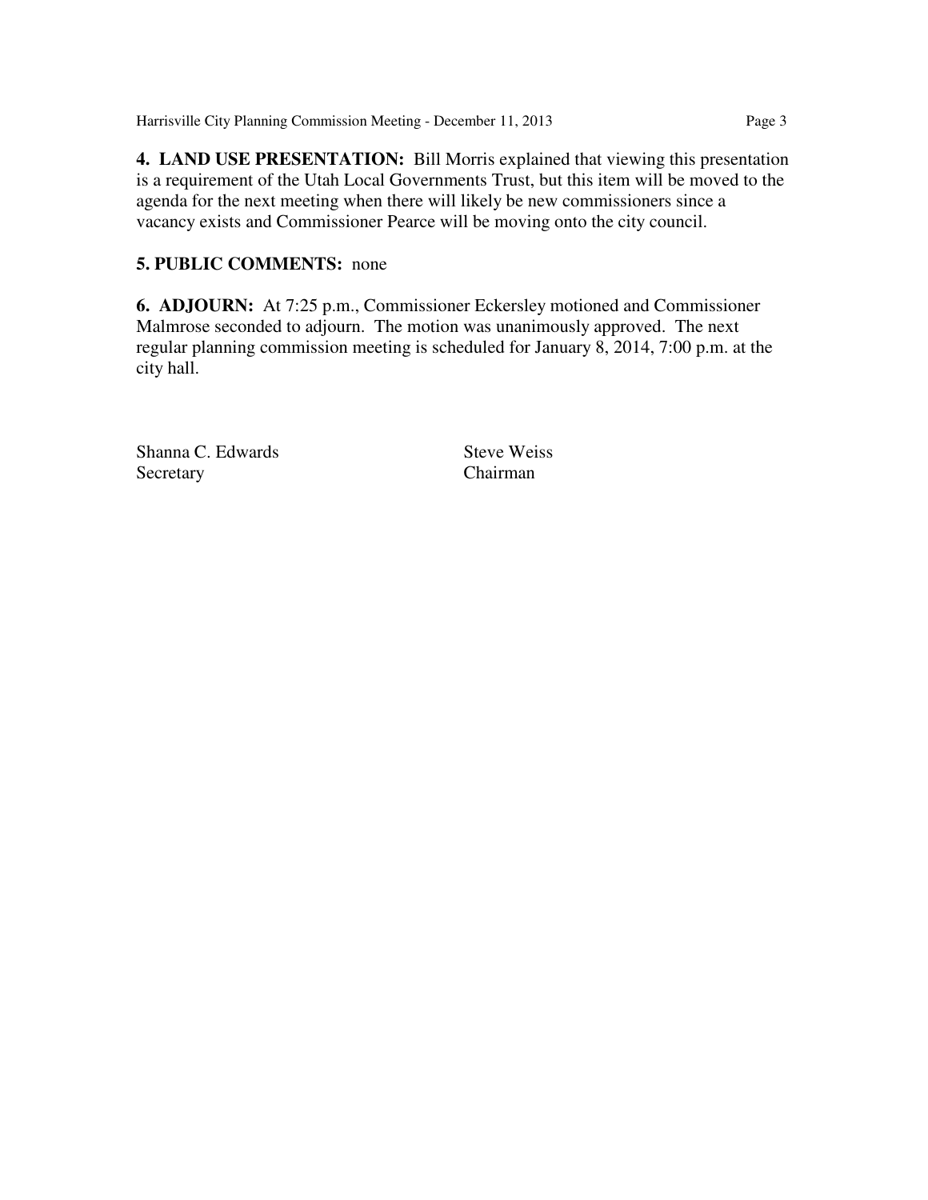**4. LAND USE PRESENTATION:** Bill Morris explained that viewing this presentation is a requirement of the Utah Local Governments Trust, but this item will be moved to the agenda for the next meeting when there will likely be new commissioners since a vacancy exists and Commissioner Pearce will be moving onto the city council.

**5. PUBLIC COMMENTS:** none

**6. ADJOURN:** At 7:25 p.m., Commissioner Eckersley motioned and Commissioner Malmrose seconded to adjourn. The motion was unanimously approved. The next regular planning commission meeting is scheduled for January 8, 2014, 7:00 p.m. at the city hall.

Shanna C. Edwards
Secretary

Steve Weiss
Chairman